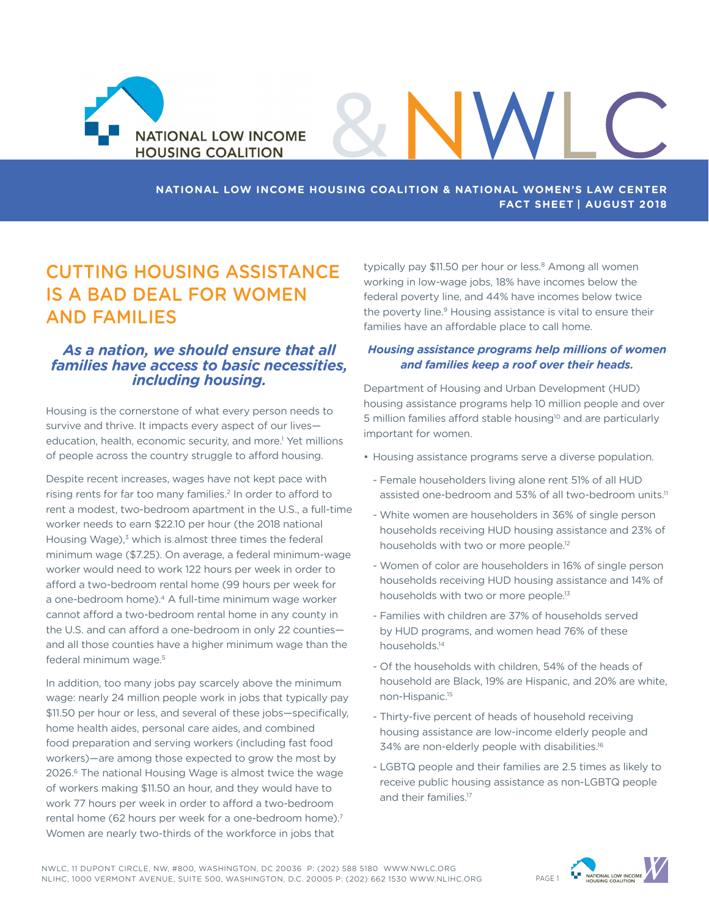NATIONAL LOW INCOME HOUSING COALITION & NWLC

**NATIONAL LOW INCOME HOUSING COALITION & NATIONAL WOMEN'S LAW CENTER**
**FACT SHEET | AUGUST 2018**

# CUTTING HOUSING ASSISTANCE IS A BAD DEAL FOR WOMEN AND FAMILIES

### *As a nation, we should ensure that all families have access to basic necessities, including housing.*

Housing is the cornerstone of what every person needs to survive and thrive. It impacts every aspect of our lives—education, health, economic security, and more.[1] Yet millions of people across the country struggle to afford housing.

Despite recent increases, wages have not kept pace with rising rents for far too many families.[2] In order to afford to rent a modest, two-bedroom apartment in the U.S., a full-time worker needs to earn $22.10 per hour (the 2018 national Housing Wage),[3] which is almost three times the federal minimum wage ($7.25). On average, a federal minimum-wage worker would need to work 122 hours per week in order to afford a two-bedroom rental home (99 hours per week for a one-bedroom home).[4] A full-time minimum wage worker cannot afford a two-bedroom rental home in any county in the U.S. and can afford a one-bedroom in only 22 counties—and all those counties have a higher minimum wage than the federal minimum wage.[5]

In addition, too many jobs pay scarcely above the minimum wage: nearly 24 million people work in jobs that typically pay $11.50 per hour or less, and several of these jobs—specifically, home health aides, personal care aides, and combined food preparation and serving workers (including fast food workers)—are among those expected to grow the most by 2026.[6] The national Housing Wage is almost twice the wage of workers making $11.50 an hour, and they would have to work 77 hours per week in order to afford a two-bedroom rental home (62 hours per week for a one-bedroom home).[7] Women are nearly two-thirds of the workforce in jobs that typically pay $11.50 per hour or less.[8] Among all women working in low-wage jobs, 18% have incomes below the federal poverty line, and 44% have incomes below twice the poverty line.[9] Housing assistance is vital to ensure their families have an affordable place to call home.

### *Housing assistance programs help millions of women and families keep a roof over their heads.*

Department of Housing and Urban Development (HUD) housing assistance programs help 10 million people and over 5 million families afford stable housing[10] and are particularly important for women.

- Housing assistance programs serve a diverse population.
  - Female householders living alone rent 51% of all HUD assisted one-bedroom and 53% of all two-bedroom units.[11]
  - White women are householders in 36% of single person households receiving HUD housing assistance and 23% of households with two or more people.[12]
  - Women of color are householders in 16% of single person households receiving HUD housing assistance and 14% of households with two or more people.[13]
  - Families with children are 37% of households served by HUD programs, and women head 76% of these households.[14]
  - Of the households with children, 54% of the heads of household are Black, 19% are Hispanic, and 20% are white, non-Hispanic.[15]
  - Thirty-five percent of heads of household receiving housing assistance are low-income elderly people and 34% are non-elderly people with disabilities.[16]
  - LGBTQ people and their families are 2.5 times as likely to receive public housing assistance as non-LGBTQ people and their families.[17]

NWLC, 11 DUPONT CIRCLE, NW, #800, WASHINGTON, DC 20036 P: (202) 588 5180 WWW.NWLC.ORG
NLIHC, 1000 VERMONT AVENUE, SUITE 500, WASHINGTON, D.C. 20005 P: (202) 662 1530 WWW.NLIHC.ORG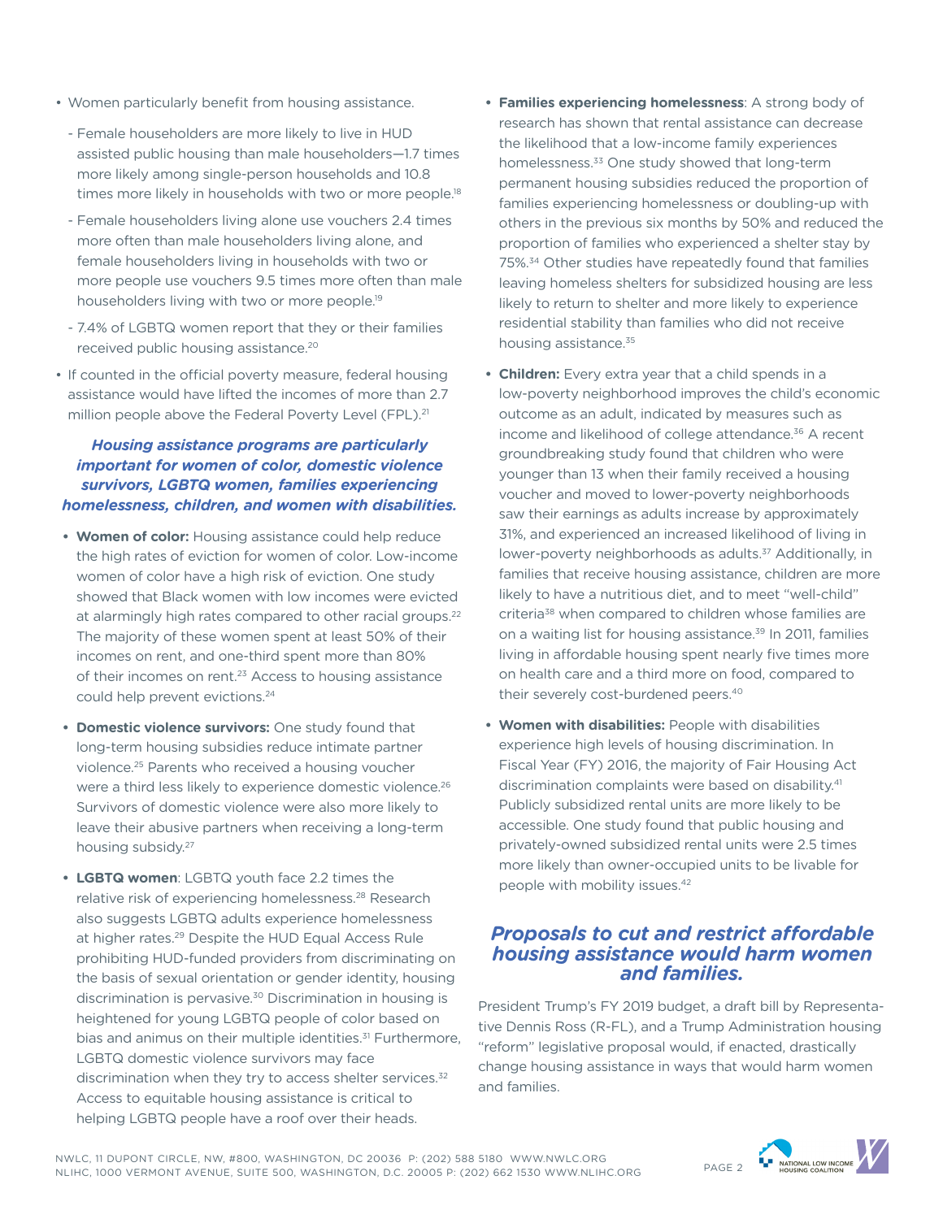- Women particularly benefit from housing assistance.
  - Female householders are more likely to live in HUD assisted public housing than male householders—1.7 times more likely among single-person households and 10.8 times more likely in households with two or more people.[18]
  - Female householders living alone use vouchers 2.4 times more often than male householders living alone, and female householders living in households with two or more people use vouchers 9.5 times more often than male householders living with two or more people.[19]
  - 7.4% of LGBTQ women report that they or their families received public housing assistance.[20]
- If counted in the official poverty measure, federal housing assistance would have lifted the incomes of more than 2.7 million people above the Federal Poverty Level (FPL).[21]

### *Housing assistance programs are particularly important for women of color, domestic violence survivors, LGBTQ women, families experiencing homelessness, children, and women with disabilities.*

- **Women of color:** Housing assistance could help reduce the high rates of eviction for women of color. Low-income women of color have a high risk of eviction. One study showed that Black women with low incomes were evicted at alarmingly high rates compared to other racial groups.[22] The majority of these women spent at least 50% of their incomes on rent, and one-third spent more than 80% of their incomes on rent.[23] Access to housing assistance could help prevent evictions.[24]
- **Domestic violence survivors:** One study found that long-term housing subsidies reduce intimate partner violence.[25] Parents who received a housing voucher were a third less likely to experience domestic violence.[26] Survivors of domestic violence were also more likely to leave their abusive partners when receiving a long-term housing subsidy.[27]
- **LGBTQ women**: LGBTQ youth face 2.2 times the relative risk of experiencing homelessness.[28] Research also suggests LGBTQ adults experience homelessness at higher rates.[29] Despite the HUD Equal Access Rule prohibiting HUD-funded providers from discriminating on the basis of sexual orientation or gender identity, housing discrimination is pervasive.[30] Discrimination in housing is heightened for young LGBTQ people of color based on bias and animus on their multiple identities.[31] Furthermore, LGBTQ domestic violence survivors may face discrimination when they try to access shelter services.[32] Access to equitable housing assistance is critical to helping LGBTQ people have a roof over their heads.
- **Families experiencing homelessness**: A strong body of research has shown that rental assistance can decrease the likelihood that a low-income family experiences homelessness.[33] One study showed that long-term permanent housing subsidies reduced the proportion of families experiencing homelessness or doubling-up with others in the previous six months by 50% and reduced the proportion of families who experienced a shelter stay by 75%.[34] Other studies have repeatedly found that families leaving homeless shelters for subsidized housing are less likely to return to shelter and more likely to experience residential stability than families who did not receive housing assistance.[35]
- **Children:** Every extra year that a child spends in a low-poverty neighborhood improves the child's economic outcome as an adult, indicated by measures such as income and likelihood of college attendance.[36] A recent groundbreaking study found that children who were younger than 13 when their family received a housing voucher and moved to lower-poverty neighborhoods saw their earnings as adults increase by approximately 31%, and experienced an increased likelihood of living in lower-poverty neighborhoods as adults.[37] Additionally, in families that receive housing assistance, children are more likely to have a nutritious diet, and to meet "well-child" criteria[38] when compared to children whose families are on a waiting list for housing assistance.[39] In 2011, families living in affordable housing spent nearly five times more on health care and a third more on food, compared to their severely cost-burdened peers.[40]
- **Women with disabilities:** People with disabilities experience high levels of housing discrimination. In Fiscal Year (FY) 2016, the majority of Fair Housing Act discrimination complaints were based on disability.[41] Publicly subsidized rental units are more likely to be accessible. One study found that public housing and privately-owned subsidized rental units were 2.5 times more likely than owner-occupied units to be livable for people with mobility issues.[42]

## *Proposals to cut and restrict affordable housing assistance would harm women and families.*

President Trump's FY 2019 budget, a draft bill by Representative Dennis Ross (R-FL), and a Trump Administration housing "reform" legislative proposal would, if enacted, drastically change housing assistance in ways that would harm women and families.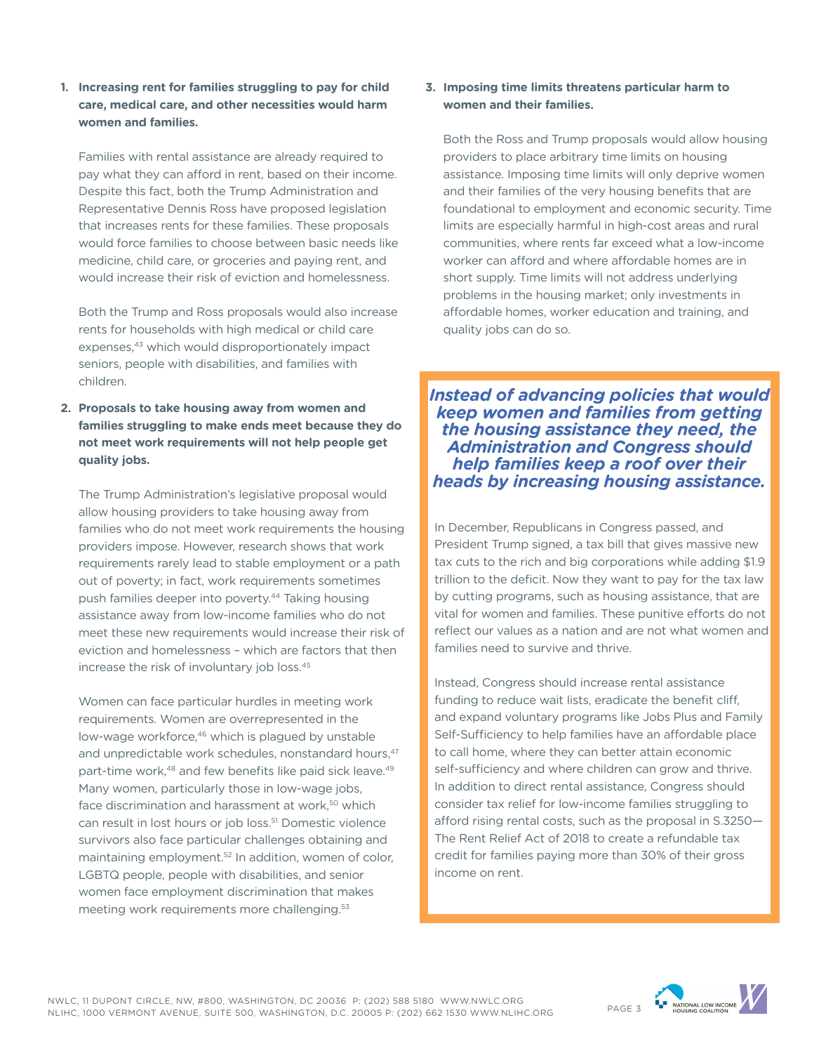1. **Increasing rent for families struggling to pay for child care, medical care, and other necessities would harm women and families.**

   Families with rental assistance are already required to pay what they can afford in rent, based on their income. Despite this fact, both the Trump Administration and Representative Dennis Ross have proposed legislation that increases rents for these families. These proposals would force families to choose between basic needs like medicine, child care, or groceries and paying rent, and would increase their risk of eviction and homelessness.

   Both the Trump and Ross proposals would also increase rents for households with high medical or child care expenses,[43] which would disproportionately impact seniors, people with disabilities, and families with children.

2. **Proposals to take housing away from women and families struggling to make ends meet because they do not meet work requirements will not help people get quality jobs.**

   The Trump Administration's legislative proposal would allow housing providers to take housing away from families who do not meet work requirements the housing providers impose. However, research shows that work requirements rarely lead to stable employment or a path out of poverty; in fact, work requirements sometimes push families deeper into poverty.[44] Taking housing assistance away from low-income families who do not meet these new requirements would increase their risk of eviction and homelessness – which are factors that then increase the risk of involuntary job loss.[45]

   Women can face particular hurdles in meeting work requirements. Women are overrepresented in the low-wage workforce,[46] which is plagued by unstable and unpredictable work schedules, nonstandard hours,[47] part-time work,[48] and few benefits like paid sick leave.[49] Many women, particularly those in low-wage jobs, face discrimination and harassment at work,[50] which can result in lost hours or job loss.[51] Domestic violence survivors also face particular challenges obtaining and maintaining employment.[52] In addition, women of color, LGBTQ people, people with disabilities, and senior women face employment discrimination that makes meeting work requirements more challenging.[53]

3. **Imposing time limits threatens particular harm to women and their families.**

   Both the Ross and Trump proposals would allow housing providers to place arbitrary time limits on housing assistance. Imposing time limits will only deprive women and their families of the very housing benefits that are foundational to employment and economic security. Time limits are especially harmful in high-cost areas and rural communities, where rents far exceed what a low-income worker can afford and where affordable homes are in short supply. Time limits will not address underlying problems in the housing market; only investments in affordable homes, worker education and training, and quality jobs can do so.

### *Instead of advancing policies that would keep women and families from getting the housing assistance they need, the Administration and Congress should help families keep a roof over their heads by increasing housing assistance.*

In December, Republicans in Congress passed, and President Trump signed, a tax bill that gives massive new tax cuts to the rich and big corporations while adding $1.9 trillion to the deficit. Now they want to pay for the tax law by cutting programs, such as housing assistance, that are vital for women and families. These punitive efforts do not reflect our values as a nation and are not what women and families need to survive and thrive.

Instead, Congress should increase rental assistance funding to reduce wait lists, eradicate the benefit cliff, and expand voluntary programs like Jobs Plus and Family Self-Sufficiency to help families have an affordable place to call home, where they can better attain economic self-sufficiency and where children can grow and thrive. In addition to direct rental assistance, Congress should consider tax relief for low-income families struggling to afford rising rental costs, such as the proposal in S.3250—The Rent Relief Act of 2018 to create a refundable tax credit for families paying more than 30% of their gross income on rent.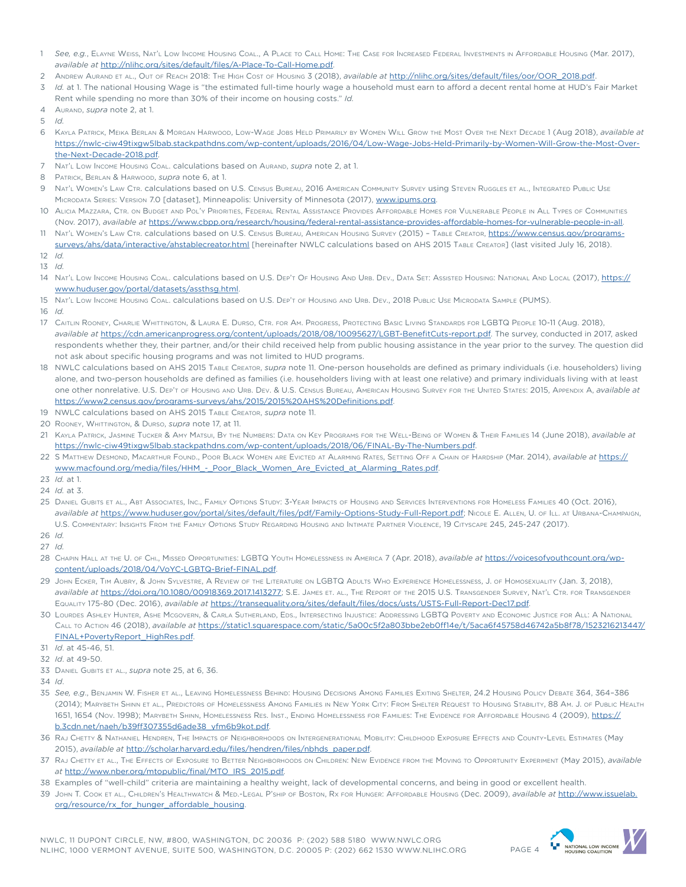1. *See, e.g.*, Elayne Weiss, Nat'l Low Income Housing Coal., A Place to Call Home: The Case for Increased Federal Investments in Affordable Housing (Mar. 2017), *available at* http://nlihc.org/sites/default/files/A-Place-To-Call-Home.pdf.
2. Andrew Aurand et al., Out of Reach 2018: The High Cost of Housing 3 (2018), *available at* http://nlihc.org/sites/default/files/oor/OOR_2018.pdf.
3. *Id.* at 1. The national Housing Wage is "the estimated full-time hourly wage a household must earn to afford a decent rental home at HUD's Fair Market Rent while spending no more than 30% of their income on housing costs." *Id.*
4. Aurand, *supra* note 2, at 1.
5. *Id.*
6. Kayla Patrick, Meika Berlan & Morgan Harwood, Low-Wage Jobs Held Primarily by Women Will Grow the Most Over the Next Decade 1 (Aug 2018), *available at* https://nwlc-ciw49tixgw5lbab.stackpathdns.com/wp-content/uploads/2016/04/Low-Wage-Jobs-Held-Primarily-by-Women-Will-Grow-the-Most-Over-the-Next-Decade-2018.pdf.
7. Nat'l Low Income Housing Coal. calculations based on Aurand, *supra* note 2, at 1.
8. Patrick, Berlan & Harwood, *supra* note 6, at 1.
9. Nat'l Women's Law Ctr. calculations based on U.S. Census Bureau, 2016 American Community Survey using Steven Ruggles et al., Integrated Public Use Microdata Series: Version 7.0 [dataset], Minneapolis: University of Minnesota (2017), www.ipums.org.
10. Alicia Mazzara, Ctr. on Budget and Pol'y Priorities, Federal Rental Assistance Provides Affordable Homes for Vulnerable People in All Types of Communities (Nov. 2017), *available at* https://www.cbpp.org/research/housing/federal-rental-assistance-provides-affordable-homes-for-vulnerable-people-in-all.
11. Nat'l Women's Law Ctr. calculations based on U.S. Census Bureau, American Housing Survey (2015) – Table Creator, https://www.census.gov/programs-surveys/ahs/data/interactive/ahstablecreator.html [hereinafter NWLC calculations based on AHS 2015 Table Creator] (last visited July 16, 2018).
12. *Id.*
13. *Id.*
14. Nat'l Low Income Housing Coal. calculations based on U.S. Dep't Of Housing And Urb. Dev., Data Set: Assisted Housing: National And Local (2017), https://www.huduser.gov/portal/datasets/assthsg.html.
15. Nat'l Low Income Housing Coal. calculations based on U.S. Dep't of Housing and Urb. Dev., 2018 Public Use Microdata Sample (PUMS).
16. *Id.*
17. Caitlin Rooney, Charlie Whittington, & Laura E. Durso, Ctr. for Am. Progress, Protecting Basic Living Standards for LGBTQ People 10-11 (Aug. 2018), *available at* https://cdn.americanprogress.org/content/uploads/2018/08/10095627/LGBT-BenefitCuts-report.pdf. The survey, conducted in 2017, asked respondents whether they, their partner, and/or their child received help from public housing assistance in the year prior to the survey. The question did not ask about specific housing programs and was not limited to HUD programs.
18. NWLC calculations based on AHS 2015 Table Creator, *supra* note 11. One-person households are defined as primary individuals (i.e. householders) living alone, and two-person households are defined as families (i.e. householders living with at least one relative) and primary individuals living with at least one other nonrelative. U.S. Dep't of Housing and Urb. Dev. & U.S. Census Bureau, American Housing Survey for the United States: 2015, Appendix A, *available at* https://www2.census.gov/programs-surveys/ahs/2015/2015%20AHS%20Definitions.pdf.
19. NWLC calculations based on AHS 2015 Table Creator, *supra* note 11.
20. Rooney, Whittington, & Durso, *supra* note 17, at 11.
21. Kayla Patrick, Jasmine Tucker & Amy Matsui, By the Numbers: Data on Key Programs for the Well-Being of Women & Their Families 14 (June 2018), *available at* https://nwlc-ciw49tixgw5lbab.stackpathdns.com/wp-content/uploads/2018/06/FINAL-By-The-Numbers.pdf.
22. S Matthew Desmond, MacArthur Found., Poor Black Women are Evicted at Alarming Rates, Setting Off a Chain of Hardship (Mar. 2014), *available at* https://www.macfound.org/media/files/HHM_-_Poor_Black_Women_Are_Evicted_at_Alarming_Rates.pdf.
23. *Id.* at 1.
24. *Id.* at 3.
25. Daniel Gubits et al., Abt Associates, Inc., Family Options Study: 3-Year Impacts of Housing and Services Interventions for Homeless Families 40 (Oct. 2016), *available at* https://www.huduser.gov/portal/sites/default/files/pdf/Family-Options-Study-Full-Report.pdf; Nicole E. Allen, U. of Ill. at Urbana-Champaign, U.S. Commentary: Insights From the Family Options Study Regarding Housing and Intimate Partner Violence, 19 Cityscape 245, 245-247 (2017).
26. *Id.*
27. *Id.*
28. Chapin Hall at the U. of Chi., Missed Opportunities: LGBTQ Youth Homelessness in America 7 (Apr. 2018), *available at* https://voicesofyouthcount.org/wp-content/uploads/2018/04/VoYC-LGBTQ-Brief-FINAL.pdf.
29. John Ecker, Tim Aubry, & John Sylvestre, A Review of the Literature on LGBTQ Adults Who Experience Homelessness, J. of Homosexuality (Jan. 3, 2018), *available at* https://doi.org/10.1080/00918369.2017.1413277; S.E. James et. al., The Report of the 2015 U.S. Transgender Survey, Nat'l Ctr. for Transgender Equality 175-80 (Dec. 2016), *available at* https://transequality.org/sites/default/files/docs/usts/USTS-Full-Report-Dec17.pdf.
30. Lourdes Ashley Hunter, Ashe Mcgovern, & Carla Sutherland, Eds., Intersecting Injustice: Addressing LGBTQ Poverty and Economic Justice for All: A National Call to Action 46 (2018), *available at* https://static1.squarespace.com/static/5a00c5f2a803bbe2eb0ff14e/t/5aca6f45758d46742a5b8f78/1523216213447/FINAL+PovertyReport_HighRes.pdf.
31. *Id.* at 45-46, 51.
32. *Id.* at 49-50.
33. Daniel Gubits et al., *supra* note 25, at 6, 36.
34. *Id.*
35. *See, e.g.*, Benjamin W. Fisher et al., Leaving Homelessness Behind: Housing Decisions Among Families Exiting Shelter, 24.2 Housing Policy Debate 364, 364–386 (2014); Marybeth Shinn et al., Predictors of Homelessness Among Families in New York City: From Shelter Request to Housing Stability, 88 Am. J. of Public Health 1651, 1654 (Nov. 1998); Marybeth Shinn, Homelessness Res. Inst., Ending Homelessness for Families: The Evidence for Affordable Housing 4 (2009), https://b.3cdn.net/naeh/b39ff307355d6ade38_yfm6b9kot.pdf.
36. Raj Chetty & Nathaniel Hendren, The Impacts of Neighborhoods on Intergenerational Mobility: Childhood Exposure Effects and County-Level Estimates (May 2015), *available at* http://scholar.harvard.edu/files/hendren/files/nbhds_paper.pdf.
37. Raj Chetty et al., The Effects of Exposure to Better Neighborhoods on Children: New Evidence from the Moving to Opportunity Experiment (May 2015), *available at* http://www.nber.org/mtopublic/final/MTO_IRS_2015.pdf.
38. Examples of "well-child" criteria are maintaining a healthy weight, lack of developmental concerns, and being in good or excellent health.
39. John T. Cook et al., Children's Healthwatch & Med.-Legal P'ship of Boston, Rx for Hunger: Affordable Housing (Dec. 2009), *available at* http://www.issuelab.org/resource/rx_for_hunger_affordable_housing.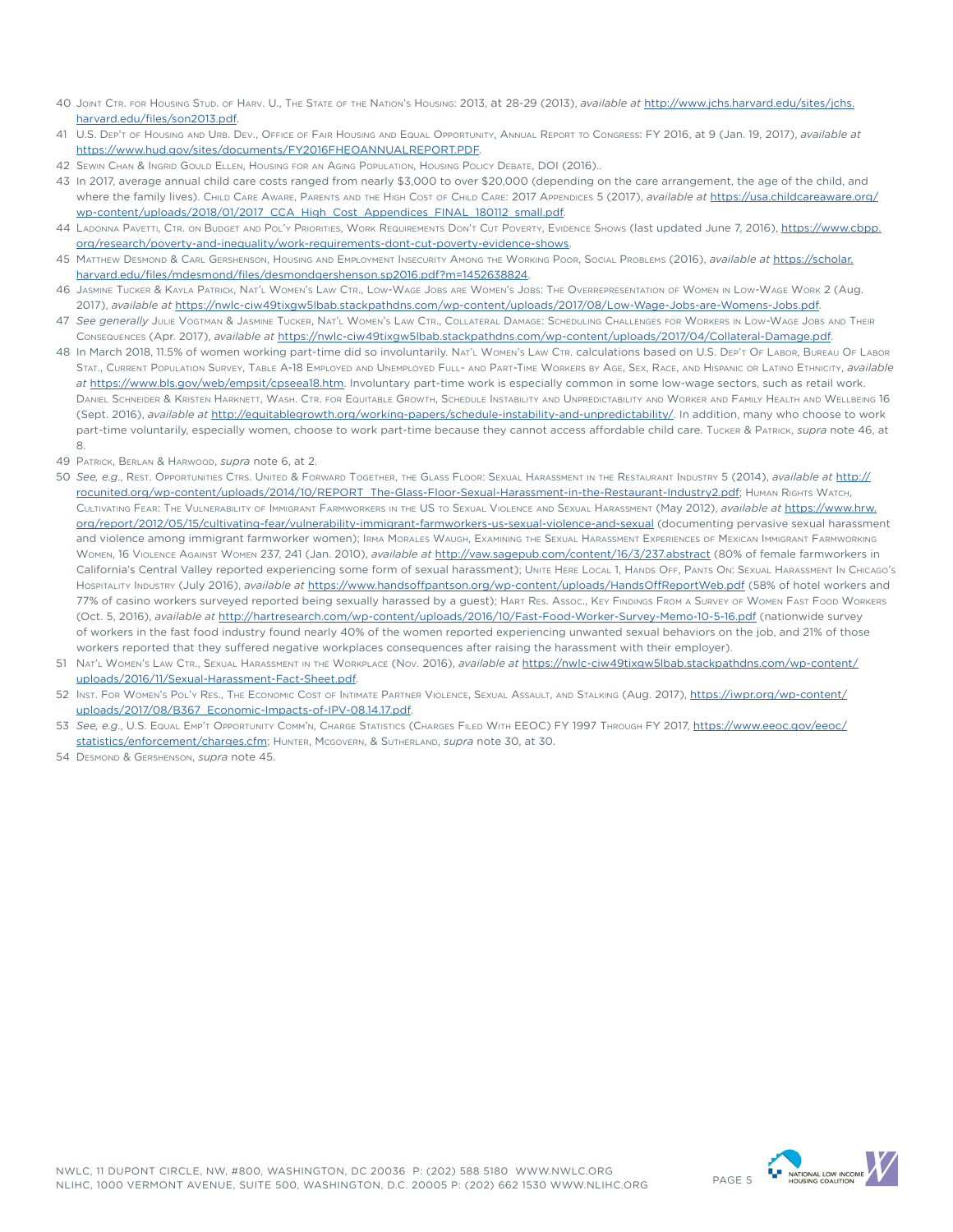40 Joint Ctr. for Housing Stud. of Harv. U., The State of the Nation's Housing: 2013, at 28-29 (2013), *available at* http://www.jchs.harvard.edu/sites/jchs.harvard.edu/files/son2013.pdf.

41 U.S. Dep't of Housing and Urb. Dev., Office of Fair Housing and Equal Opportunity, Annual Report to Congress: FY 2016, at 9 (Jan. 19, 2017), *available at* https://www.hud.gov/sites/documents/FY2016FHEOANNUALREPORT.PDF.

42 Sewin Chan & Ingrid Gould Ellen, Housing for an Aging Population, Housing Policy Debate, DOI (2016)..

43 In 2017, average annual child care costs ranged from nearly $3,000 to over $20,000 (depending on the care arrangement, the age of the child, and where the family lives). Child Care Aware, Parents and the High Cost of Child Care: 2017 Appendices 5 (2017), *available at* https://usa.childcareaware.org/wp-content/uploads/2018/01/2017_CCA_High_Cost_Appendices_FINAL_180112_small.pdf.

44 Ladonna Pavetti, Ctr. on Budget and Pol'y Priorities, Work Requirements Don't Cut Poverty, Evidence Shows (last updated June 7, 2016), https://www.cbpp.org/research/poverty-and-inequality/work-requirements-dont-cut-poverty-evidence-shows.

45 Matthew Desmond & Carl Gershenson, Housing and Employment Insecurity Among the Working Poor, Social Problems (2016), *available at* https://scholar.harvard.edu/files/mdesmond/files/desmondgershenson.sp2016.pdf?m=1452638824.

46 Jasmine Tucker & Kayla Patrick, Nat'l Women's Law Ctr., Low-Wage Jobs are Women's Jobs: The Overrepresentation of Women in Low-Wage Work 2 (Aug. 2017), *available at* https://nwlc-ciw49tixgw5lbab.stackpathdns.com/wp-content/uploads/2017/08/Low-Wage-Jobs-are-Womens-Jobs.pdf.

47 *See generally* Julie Vogtman & Jasmine Tucker, Nat'l Women's Law Ctr., Collateral Damage: Scheduling Challenges for Workers in Low-Wage Jobs and Their Consequences (Apr. 2017), *available at* https://nwlc-ciw49tixgw5lbab.stackpathdns.com/wp-content/uploads/2017/04/Collateral-Damage.pdf.

48 In March 2018, 11.5% of women working part-time did so involuntarily. Nat'l Women's Law Ctr. calculations based on U.S. Dep't Of Labor, Bureau Of Labor Stat., Current Population Survey, Table A-18 Employed and Unemployed Full- and Part-Time Workers by Age, Sex, Race, and Hispanic or Latino Ethnicity, *available at* https://www.bls.gov/web/empsit/cpseea18.htm. Involuntary part-time work is especially common in some low-wage sectors, such as retail work. Daniel Schneider & Kristen Harknett, Wash. Ctr. for Equitable Growth, Schedule Instability and Unpredictability and Worker and Family Health and Wellbeing 16 (Sept. 2016), *available at* http://equitablegrowth.org/working-papers/schedule-instability-and-unpredictability/. In addition, many who choose to work part-time voluntarily, especially women, choose to work part-time because they cannot access affordable child care. Tucker & Patrick, *supra* note 46, at 8.

49 Patrick, Berlan & Harwood, *supra* note 6, at 2.

50 *See, e.g.*, Rest. Opportunities Ctrs. United & Forward Together, the Glass Floor: Sexual Harassment in the Restaurant Industry 5 (2014), *available at* http://rocunited.org/wp-content/uploads/2014/10/REPORT_The-Glass-Floor-Sexual-Harassment-in-the-Restaurant-Industry2.pdf; Human Rights Watch, Cultivating Fear: The Vulnerability of Immigrant Farmworkers in the US to Sexual Violence and Sexual Harassment (May 2012), *available at* https://www.hrw.org/report/2012/05/15/cultivating-fear/vulnerability-immigrant-farmworkers-us-sexual-violence-and-sexual (documenting pervasive sexual harassment and violence among immigrant farmworker women); Irma Morales Waugh, Examining the Sexual Harassment Experiences of Mexican Immigrant Farmworking Women, 16 Violence Against Women 237, 241 (Jan. 2010), *available at* http://vaw.sagepub.com/content/16/3/237.abstract (80% of female farmworkers in California's Central Valley reported experiencing some form of sexual harassment); Unite Here Local 1, Hands Off, Pants On: Sexual Harassment In Chicago's Hospitality Industry (July 2016), *available at* https://www.handsoffpantson.org/wp-content/uploads/HandsOffReportWeb.pdf (58% of hotel workers and 77% of casino workers surveyed reported being sexually harassed by a guest); Hart Res. Assoc., Key Findings From a Survey of Women Fast Food Workers (Oct. 5, 2016), *available at* http://hartresearch.com/wp-content/uploads/2016/10/Fast-Food-Worker-Survey-Memo-10-5-16.pdf (nationwide survey of workers in the fast food industry found nearly 40% of the women reported experiencing unwanted sexual behaviors on the job, and 21% of those workers reported that they suffered negative workplace consequences after raising the harassment with their employer).

51 Nat'l Women's Law Ctr., Sexual Harassment in the Workplace (Nov. 2016), *available at* https://nwlc-ciw49tixgw5lbab.stackpathdns.com/wp-content/uploads/2016/11/Sexual-Harassment-Fact-Sheet.pdf.

52 Inst. For Women's Pol'y Res., The Economic Cost of Intimate Partner Violence, Sexual Assault, and Stalking (Aug. 2017), https://iwpr.org/wp-content/uploads/2017/08/B367_Economic-Impacts-of-IPV-08.14.17.pdf.

53 *See, e.g.*, U.S. Equal Emp't Opportunity Comm'n, Charge Statistics (Charges Filed With EEOC) FY 1997 Through FY 2017, https://www.eeoc.gov/eeoc/statistics/enforcement/charges.cfm; Hunter, Mcgovern, & Sutherland, *supra* note 30, at 30.

54 Desmond & Gershenson, *supra* note 45.

NWLC, 11 DUPONT CIRCLE, NW, #800, WASHINGTON, DC 20036 P: (202) 588 5180 WWW.NWLC.ORG
NLIHC, 1000 VERMONT AVENUE, SUITE 500, WASHINGTON, D.C. 20005 P: (202) 662 1530 WWW.NLIHC.ORG